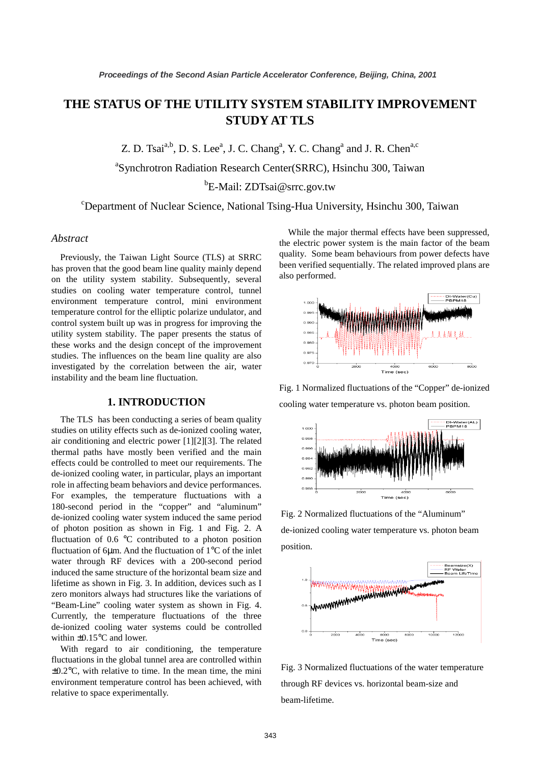# THE STATUS OF THE UTILITY SYSTEM STABILITY IMPROVEMENT STUDY AT TLS

Z. D. Tsai[a,b], D. S. Lee[a], J. C. Chang[a], Y. C. Chang[a] and J. R. Chen[a,c]

[a]Synchrotron Radiation Research Center(SRRC), Hsinchu 300, Taiwan

[b]E-Mail: ZDTsai@srrc.gov.tw

[c]Department of Nuclear Science, National Tsing-Hua University, Hsinchu 300, Taiwan

## *Abstract*

Previously, the Taiwan Light Source (TLS) at SRRC has proven that the good beam line quality mainly depend on the utility system stability. Subsequently, several studies on cooling water temperature control, tunnel environment temperature control, mini environment temperature control for the elliptic polarize undulator, and control system built up was in progress for improving the utility system stability. The paper presents the status of these works and the design concept of the improvement studies. The influences on the beam line quality are also investigated by the correlation between the air, water instability and the beam line fluctuation.

While the major thermal effects have been suppressed, the electric power system is the main factor of the beam quality. Some beam behaviours from power defects have been verified sequentially. The related improved plans are also performed.

## 1. INTRODUCTION

The TLS has been conducting a series of beam quality studies on utility effects such as de-ionized cooling water, air conditioning and electric power [1][2][3]. The related thermal paths have mostly been verified and the main effects could be controlled to meet our requirements. The de-ionized cooling water, in particular, plays an important role in affecting beam behaviors and device performances. For examples, the temperature fluctuations with a 180-second period in the "copper" and "aluminum" de-ionized cooling water system induced the same period of photon position as shown in Fig. 1 and Fig. 2. A fluctuation of 0.6 °C contributed to a photon position fluctuation of 6μm. And the fluctuation of 1°C of the inlet water through RF devices with a 200-second period induced the same structure of the horizontal beam size and lifetime as shown in Fig. 3. In addition, devices such as I zero monitors always had structures like the variations of "Beam-Line" cooling water system as shown in Fig. 4. Currently, the temperature fluctuations of the three de-ionized cooling water systems could be controlled within ±0.15°C and lower.

With regard to air conditioning, the temperature fluctuations in the global tunnel area are controlled within ±0.2°C, with relative to time. In the mean time, the mini environment temperature control has been achieved, with relative to space experimentally.

Fig. 1 Normalized fluctuations of the "Copper" de-ionized cooling water temperature vs. photon beam position.

Fig. 2 Normalized fluctuations of the "Aluminum" de-ionized cooling water temperature vs. photon beam position.

Fig. 3 Normalized fluctuations of the water temperature through RF devices vs. horizontal beam-size and beam-lifetime.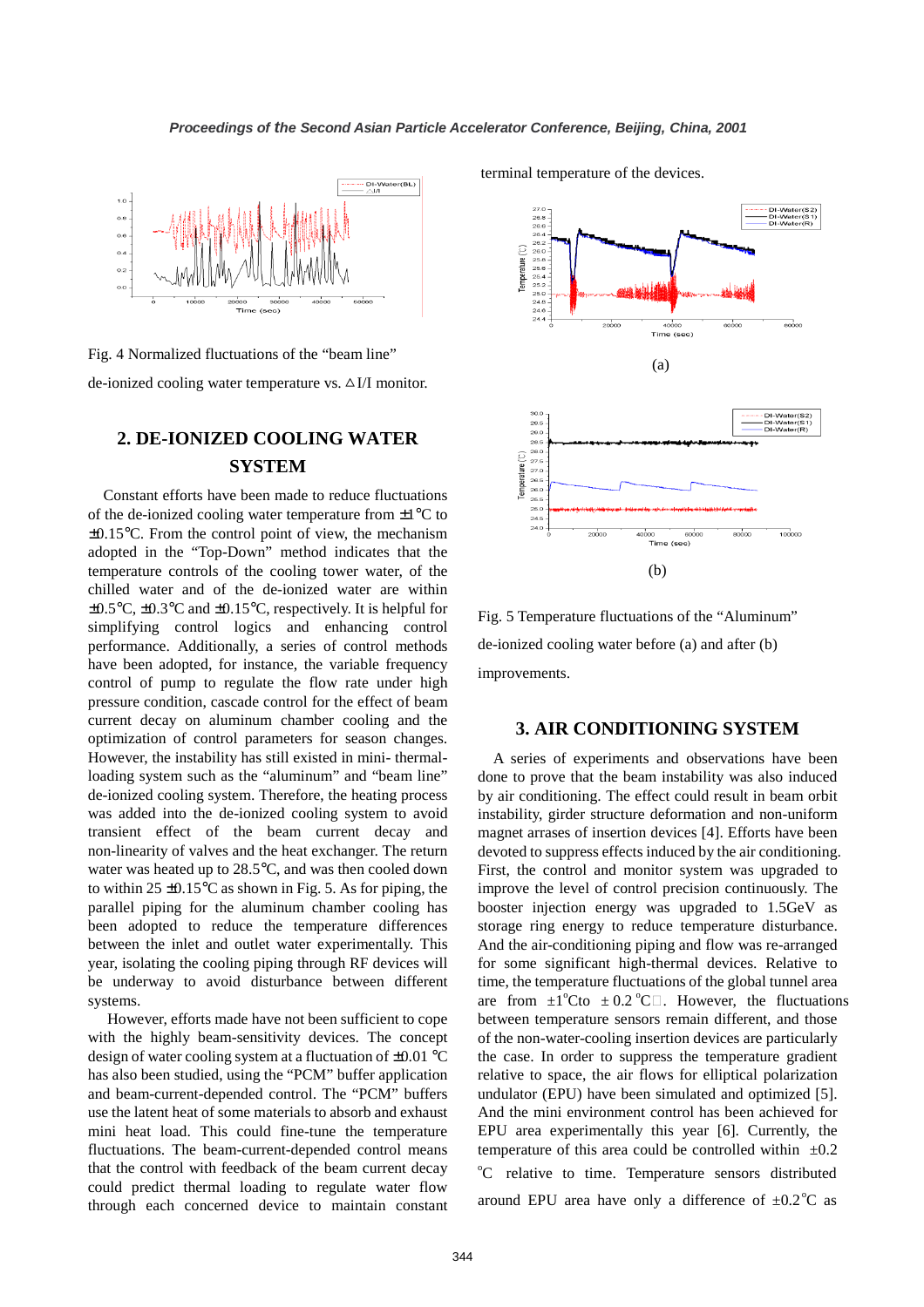Fig. 4 Normalized fluctuations of the "beam line" de-ionized cooling water temperature vs. △I/I monitor.

## 2. DE-IONIZED COOLING WATER SYSTEM

Constant efforts have been made to reduce fluctuations of the de-ionized cooling water temperature from ±1°C to ±0.15°C. From the control point of view, the mechanism adopted in the "Top-Down" method indicates that the temperature controls of the cooling tower water, of the chilled water and of the de-ionized water are within ±0.5°C, ±0.3°C and ±0.15°C, respectively. It is helpful for simplifying control logics and enhancing control performance. Additionally, a series of control methods have been adopted, for instance, the variable frequency control of pump to regulate the flow rate under high pressure condition, cascade control for the effect of beam current decay on aluminum chamber cooling and the optimization of control parameters for season changes. However, the instability has still existed in mini- thermal-loading system such as the "aluminum" and "beam line" de-ionized cooling system. Therefore, the heating process was added into the de-ionized cooling system to avoid transient effect of the beam current decay and non-linearity of valves and the heat exchanger. The return water was heated up to 28.5°C, and was then cooled down to within 25 ±0.15°C as shown in Fig. 5. As for piping, the parallel piping for the aluminum chamber cooling has been adopted to reduce the temperature differences between the inlet and outlet water experimentally. This year, isolating the cooling piping through RF devices will be underway to avoid disturbance between different systems.

However, efforts made have not been sufficient to cope with the highly beam-sensitivity devices. The concept design of water cooling system at a fluctuation of ±0.01 °C has also been studied, using the "PCM" buffer application and beam-current-depended control. The "PCM" buffers use the latent heat of some materials to absorb and exhaust mini heat load. This could fine-tune the temperature fluctuations. The beam-current-depended control means that the control with feedback of the beam current decay could predict thermal loading to regulate water flow through each concerned device to maintain constant terminal temperature of the devices.

(a)

(b)

Fig. 5 Temperature fluctuations of the "Aluminum" de-ionized cooling water before (a) and after (b) improvements.

## 3. AIR CONDITIONING SYSTEM

A series of experiments and observations have been done to prove that the beam instability was also induced by air conditioning. The effect could result in beam orbit instability, girder structure deformation and non-uniform magnet arrases of insertion devices [4]. Efforts have been devoted to suppress effects induced by the air conditioning. First, the control and monitor system was upgraded to improve the level of control precision continuously. The booster injection energy was upgraded to 1.5GeV as storage ring energy to reduce temperature disturbance. And the air-conditioning piping and flow was re-arranged for some significant high-thermal devices. Relative to time, the temperature fluctuations of the global tunnel area are from ±1°Cto ±0.2°C. However, the fluctuations between temperature sensors remain different, and those of the non-water-cooling insertion devices are particularly the case. In order to suppress the temperature gradient relative to space, the air flows for elliptical polarization undulator (EPU) have been simulated and optimized [5]. And the mini environment control has been achieved for EPU area experimentally this year [6]. Currently, the temperature of this area could be controlled within ±0.2 °C relative to time. Temperature sensors distributed around EPU area have only a difference of ±0.2°C as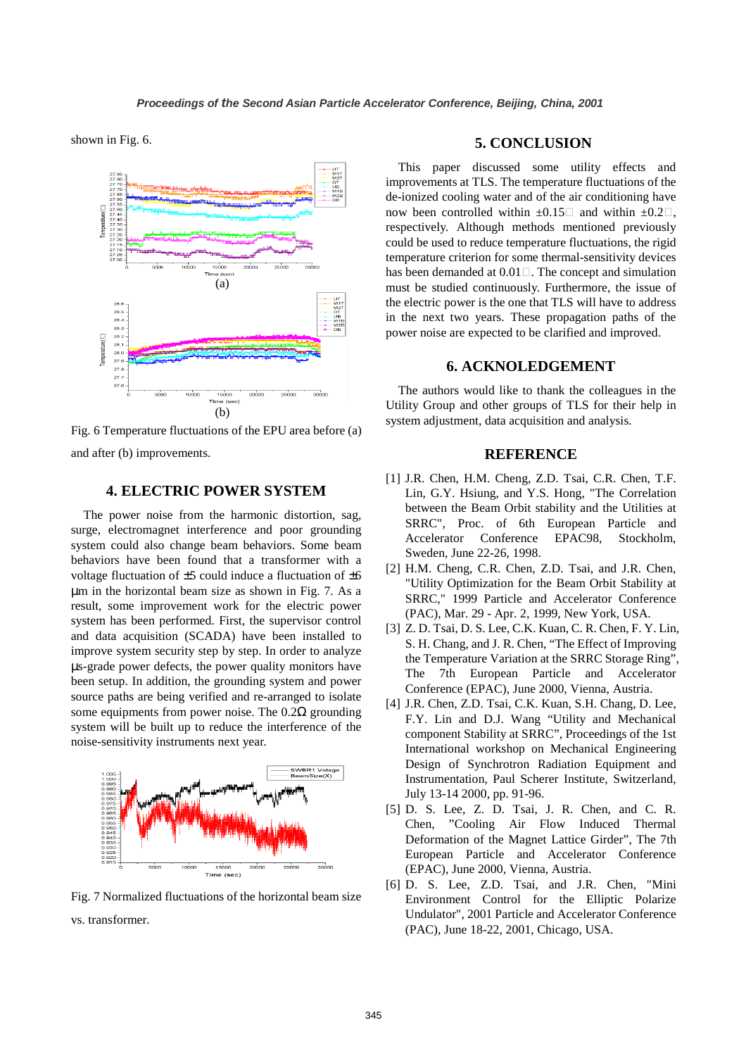shown in Fig. 6.

Temperature(C)

27.85
27.80
27.75
27.70
27.65
27.60
27.55
27.50
27.45
27.40
27.35
27.30
27.25
27.20
27.15
27.10
27.05
27.00

0 5000 10000 15000 20000 25000 30000

Time (sec)

UT
M1T
M2T
DT
UB
M1B
M2B
DB

(a)

Temperature(C)

28.6
28.5
28.4
28.3
28.2
28.1
28.0
27.9
27.8
27.7
27.6

0 5000 10000 15000 20000 25000 30000

Time (sec)

UT
M1T
M2T
DT
UB
M1B
M2B
DB

(b)

Fig. 6 Temperature fluctuations of the EPU area before (a) and after (b) improvements.

## 4. ELECTRIC POWER SYSTEM

The power noise from the harmonic distortion, sag, surge, electromagnet interference and poor grounding system could also change beam behaviors. Some beam behaviors have been found that a transformer with a voltage fluctuation of ±5 could induce a fluctuation of ±6 μm in the horizontal beam size as shown in Fig. 7. As a result, some improvement work for the electric power system has been performed. First, the supervisor control and data acquisition (SCADA) have been installed to improve system security step by step. In order to analyze μs-grade power defects, the power quality monitors have been setup. In addition, the grounding system and power source paths are being verified and re-arranged to isolate some equipments from power noise. The 0.2Ω grounding system will be built up to reduce the interference of the noise-sensitivity instruments next year.

1.005
1.000
0.995
0.990
0.985
0.980
0.975
0.970
0.965
0.960
0.955
0.950
0.945
0.940
0.935
0.930
0.925
0.920
0.915

0 5000 10000 15000 20000 25000 30000

Time (sec)

SWBR1 Votage
BeamSize(X)

Fig. 7 Normalized fluctuations of the horizontal beam size vs. transformer.

## 5. CONCLUSION

This paper discussed some utility effects and improvements at TLS. The temperature fluctuations of the de-ionized cooling water and of the air conditioning have now been controlled within ±0.15℃ and within ±0.2℃, respectively. Although methods mentioned previously could be used to reduce temperature fluctuations, the rigid temperature criterion for some thermal-sensitivity devices has been demanded at 0.01℃. The concept and simulation must be studied continuously. Furthermore, the issue of the electric power is the one that TLS will have to address in the next two years. These propagation paths of the power noise are expected to be clarified and improved.

## 6. ACKNOLEDGEMENT

The authors would like to thank the colleagues in the Utility Group and other groups of TLS for their help in system adjustment, data acquisition and analysis.

## REFERENCE

[1] J.R. Chen, H.M. Cheng, Z.D. Tsai, C.R. Chen, T.F. Lin, G.Y. Hsiung, and Y.S. Hong, "The Correlation between the Beam Orbit stability and the Utilities at SRRC", Proc. of 6th European Particle and Accelerator Conference EPAC98, Stockholm, Sweden, June 22-26, 1998.

[2] H.M. Cheng, C.R. Chen, Z.D. Tsai, and J.R. Chen, "Utility Optimization for the Beam Orbit Stability at SRRC," 1999 Particle and Accelerator Conference (PAC), Mar. 29 - Apr. 2, 1999, New York, USA.

[3] Z. D. Tsai, D. S. Lee, C.K. Kuan, C. R. Chen, F. Y. Lin, S. H. Chang, and J. R. Chen, "The Effect of Improving the Temperature Variation at the SRRC Storage Ring", The 7th European Particle and Accelerator Conference (EPAC), June 2000, Vienna, Austria.

[4] J.R. Chen, Z.D. Tsai, C.K. Kuan, S.H. Chang, D. Lee, F.Y. Lin and D.J. Wang "Utility and Mechanical component Stability at SRRC", Proceedings of the 1st International workshop on Mechanical Engineering Design of Synchrotron Radiation Equipment and Instrumentation, Paul Scherer Institute, Switzerland, July 13-14 2000, pp. 91-96.

[5] D. S. Lee, Z. D. Tsai, J. R. Chen, and C. R. Chen, "Cooling Air Flow Induced Thermal Deformation of the Magnet Lattice Girder", The 7th European Particle and Accelerator Conference (EPAC), June 2000, Vienna, Austria.

[6] D. S. Lee, Z.D. Tsai, and J.R. Chen, "Mini Environment Control for the Elliptic Polarize Undulator", 2001 Particle and Accelerator Conference (PAC), June 18-22, 2001, Chicago, USA.